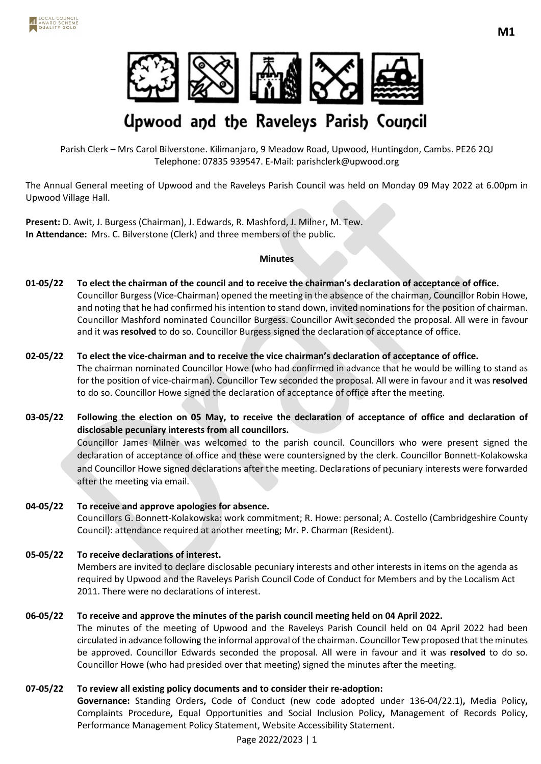# Upwood and the Raveleys Parish Council

Parish Clerk – Mrs Carol Bilverstone. Kilimanjaro, 9 Meadow Road, Upwood, Huntingdon, Cambs. PE26 2QJ
Telephone: 07835 939547. E-Mail: parishclerk@upwood.org

The Annual General meeting of Upwood and the Raveleys Parish Council was held on Monday 09 May 2022 at 6.00pm in Upwood Village Hall.

**Present:** D. Awit, J. Burgess (Chairman), J. Edwards, R. Mashford, J. Milner, M. Tew.
**In Attendance:** Mrs. C. Bilverstone (Clerk) and three members of the public.

**Minutes**

**01-05/22 To elect the chairman of the council and to receive the chairman's declaration of acceptance of office.**
Councillor Burgess (Vice-Chairman) opened the meeting in the absence of the chairman, Councillor Robin Howe, and noting that he had confirmed his intention to stand down, invited nominations for the position of chairman. Councillor Mashford nominated Councillor Burgess. Councillor Awit seconded the proposal. All were in favour and it was **resolved** to do so. Councillor Burgess signed the declaration of acceptance of office.

**02-05/22 To elect the vice-chairman and to receive the vice chairman's declaration of acceptance of office.**
The chairman nominated Councillor Howe (who had confirmed in advance that he would be willing to stand as for the position of vice-chairman). Councillor Tew seconded the proposal. All were in favour and it was **resolved** to do so. Councillor Howe signed the declaration of acceptance of office after the meeting.

**03-05/22 Following the election on 05 May, to receive the declaration of acceptance of office and declaration of disclosable pecuniary interests from all councillors.**
Councillor James Milner was welcomed to the parish council. Councillors who were present signed the declaration of acceptance of office and these were countersigned by the clerk. Councillor Bonnett-Kolakowska and Councillor Howe signed declarations after the meeting. Declarations of pecuniary interests were forwarded after the meeting via email.

**04-05/22 To receive and approve apologies for absence.**
Councillors G. Bonnett-Kolakowska: work commitment; R. Howe: personal; A. Costello (Cambridgeshire County Council): attendance required at another meeting; Mr. P. Charman (Resident).

**05-05/22 To receive declarations of interest.**
Members are invited to declare disclosable pecuniary interests and other interests in items on the agenda as required by Upwood and the Raveleys Parish Council Code of Conduct for Members and by the Localism Act 2011. There were no declarations of interest.

**06-05/22 To receive and approve the minutes of the parish council meeting held on 04 April 2022.**
The minutes of the meeting of Upwood and the Raveleys Parish Council held on 04 April 2022 had been circulated in advance following the informal approval of the chairman. Councillor Tew proposed that the minutes be approved. Councillor Edwards seconded the proposal. All were in favour and it was **resolved** to do so. Councillor Howe (who had presided over that meeting) signed the minutes after the meeting.

**07-05/22 To review all existing policy documents and to consider their re-adoption:**
**Governance:** Standing Orders**,** Code of Conduct (new code adopted under 136-04/22.1)**,** Media Policy**,** Complaints Procedure**,** Equal Opportunities and Social Inclusion Policy**,** Management of Records Policy, Performance Management Policy Statement, Website Accessibility Statement.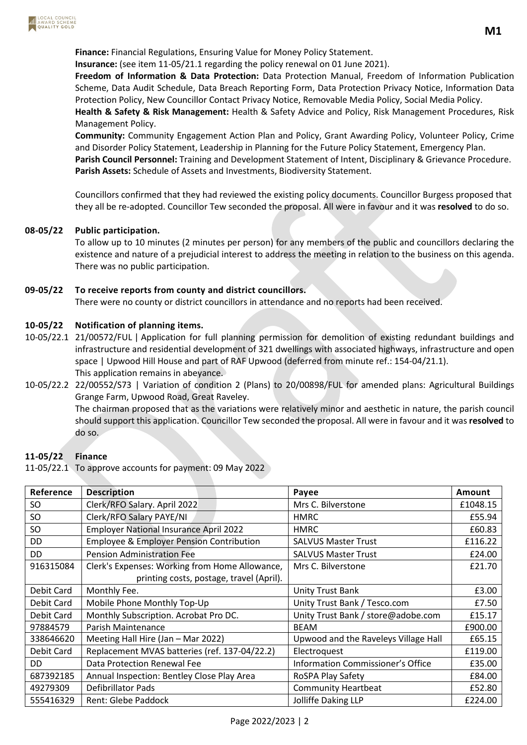**Finance:** Financial Regulations, Ensuring Value for Money Policy Statement.
**Insurance:** (see item 11-05/21.1 regarding the policy renewal on 01 June 2021).
**Freedom of Information & Data Protection:** Data Protection Manual, Freedom of Information Publication Scheme, Data Audit Schedule, Data Breach Reporting Form, Data Protection Privacy Notice, Information Data Protection Policy, New Councillor Contact Privacy Notice, Removable Media Policy, Social Media Policy.
**Health & Safety & Risk Management:** Health & Safety Advice and Policy, Risk Management Procedures, Risk Management Policy.
**Community:** Community Engagement Action Plan and Policy, Grant Awarding Policy, Volunteer Policy, Crime and Disorder Policy Statement, Leadership in Planning for the Future Policy Statement, Emergency Plan.
**Parish Council Personnel:** Training and Development Statement of Intent, Disciplinary & Grievance Procedure.
**Parish Assets:** Schedule of Assets and Investments, Biodiversity Statement.

Councillors confirmed that they had reviewed the existing policy documents. Councillor Burgess proposed that they all be re-adopted. Councillor Tew seconded the proposal. All were in favour and it was **resolved** to do so.

**08-05/22 Public participation.**

To allow up to 10 minutes (2 minutes per person) for any members of the public and councillors declaring the existence and nature of a prejudicial interest to address the meeting in relation to the business on this agenda.
There was no public participation.

**09-05/22 To receive reports from county and district councillors.**

There were no county or district councillors in attendance and no reports had been received.

**10-05/22 Notification of planning items.**

10-05/22.1 21/00572/FUL | Application for full planning permission for demolition of existing redundant buildings and infrastructure and residential development of 321 dwellings with associated highways, infrastructure and open space | Upwood Hill House and part of RAF Upwood (deferred from minute ref.: 154-04/21.1).
This application remains in abeyance.

10-05/22.2 22/00552/S73 | Variation of condition 2 (Plans) to 20/00898/FUL for amended plans: Agricultural Buildings Grange Farm, Upwood Road, Great Raveley.
The chairman proposed that as the variations were relatively minor and aesthetic in nature, the parish council should support this application. Councillor Tew seconded the proposal. All were in favour and it was **resolved** to do so.

**11-05/22 Finance**

11-05/22.1 To approve accounts for payment: 09 May 2022

| Reference | Description | Payee | Amount |
|---|---|---|---|
| SO | Clerk/RFO Salary. April 2022 | Mrs C. Bilverstone | £1048.15 |
| SO | Clerk/RFO Salary PAYE/NI | HMRC | £55.94 |
| SO | Employer National Insurance April 2022 | HMRC | £60.83 |
| DD | Employee & Employer Pension Contribution | SALVUS Master Trust | £116.22 |
| DD | Pension Administration Fee | SALVUS Master Trust | £24.00 |
| 916315084 | Clerk's Expenses: Working from Home Allowance, printing costs, postage, travel (April). | Mrs C. Bilverstone | £21.70 |
| Debit Card | Monthly Fee. | Unity Trust Bank | £3.00 |
| Debit Card | Mobile Phone Monthly Top-Up | Unity Trust Bank / Tesco.com | £7.50 |
| Debit Card | Monthly Subscription. Acrobat Pro DC. | Unity Trust Bank / store@adobe.com | £15.17 |
| 97884579 | Parish Maintenance | BEAM | £900.00 |
| 338646620 | Meeting Hall Hire (Jan – Mar 2022) | Upwood and the Raveleys Village Hall | £65.15 |
| Debit Card | Replacement MVAS batteries (ref. 137-04/22.2) | Electroquest | £119.00 |
| DD | Data Protection Renewal Fee | Information Commissioner's Office | £35.00 |
| 687392185 | Annual Inspection: Bentley Close Play Area | RoSPA Play Safety | £84.00 |
| 49279309 | Defibrillator Pads | Community Heartbeat | £52.80 |
| 555416329 | Rent: Glebe Paddock | Jolliffe Daking LLP | £224.00 |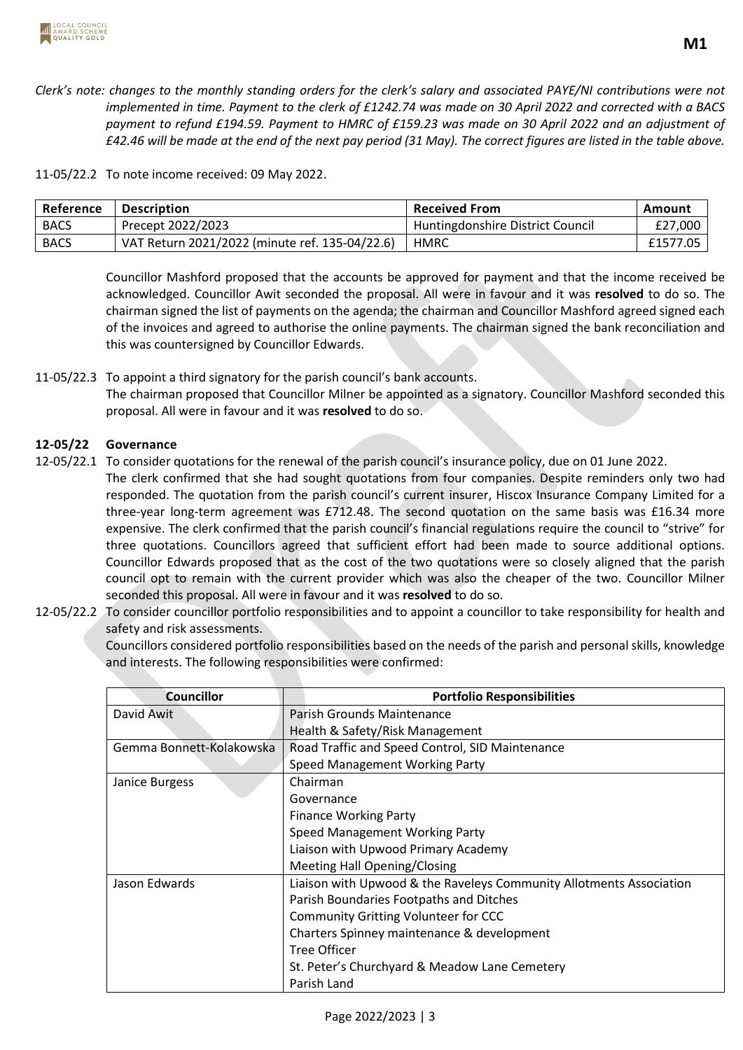*Clerk's note: changes to the monthly standing orders for the clerk's salary and associated PAYE/NI contributions were not implemented in time. Payment to the clerk of £1242.74 was made on 30 April 2022 and corrected with a BACS payment to refund £194.59. Payment to HMRC of £159.23 was made on 30 April 2022 and an adjustment of £42.46 will be made at the end of the next pay period (31 May). The correct figures are listed in the table above.*

11-05/22.2 To note income received: 09 May 2022.

| Reference | Description | Received From | Amount |
|---|---|---|---|
| BACS | Precept 2022/2023 | Huntingdonshire District Council | £27,000 |
| BACS | VAT Return 2021/2022 (minute ref. 135-04/22.6) | HMRC | £1577.05 |

Councillor Mashford proposed that the accounts be approved for payment and that the income received be acknowledged. Councillor Awit seconded the proposal. All were in favour and it was **resolved** to do so. The chairman signed the list of payments on the agenda; the chairman and Councillor Mashford agreed signed each of the invoices and agreed to authorise the online payments. The chairman signed the bank reconciliation and this was countersigned by Councillor Edwards.

11-05/22.3 To appoint a third signatory for the parish council's bank accounts.
The chairman proposed that Councillor Milner be appointed as a signatory. Councillor Mashford seconded this proposal. All were in favour and it was **resolved** to do so.

**12-05/22 Governance**

12-05/22.1 To consider quotations for the renewal of the parish council's insurance policy, due on 01 June 2022.
The clerk confirmed that she had sought quotations from four companies. Despite reminders only two had responded. The quotation from the parish council's current insurer, Hiscox Insurance Company Limited for a three-year long-term agreement was £712.48. The second quotation on the same basis was £16.34 more expensive. The clerk confirmed that the parish council's financial regulations require the council to "strive" for three quotations. Councillors agreed that sufficient effort had been made to source additional options. Councillor Edwards proposed that as the cost of the two quotations were so closely aligned that the parish council opt to remain with the current provider which was also the cheaper of the two. Councillor Milner seconded this proposal. All were in favour and it was **resolved** to do so.

12-05/22.2 To consider councillor portfolio responsibilities and to appoint a councillor to take responsibility for health and safety and risk assessments.
Councillors considered portfolio responsibilities based on the needs of the parish and personal skills, knowledge and interests. The following responsibilities were confirmed:

| Councillor | Portfolio Responsibilities |
|---|---|
| David Awit | Parish Grounds Maintenance<br>Health & Safety/Risk Management |
| Gemma Bonnett-Kolakowska | Road Traffic and Speed Control, SID Maintenance<br>Speed Management Working Party |
| Janice Burgess | Chairman<br>Governance<br>Finance Working Party<br>Speed Management Working Party<br>Liaison with Upwood Primary Academy<br>Meeting Hall Opening/Closing |
| Jason Edwards | Liaison with Upwood & the Raveleys Community Allotments Association<br>Parish Boundaries Footpaths and Ditches<br>Community Gritting Volunteer for CCC<br>Charters Spinney maintenance & development<br>Tree Officer<br>St. Peter's Churchyard & Meadow Lane Cemetery<br>Parish Land |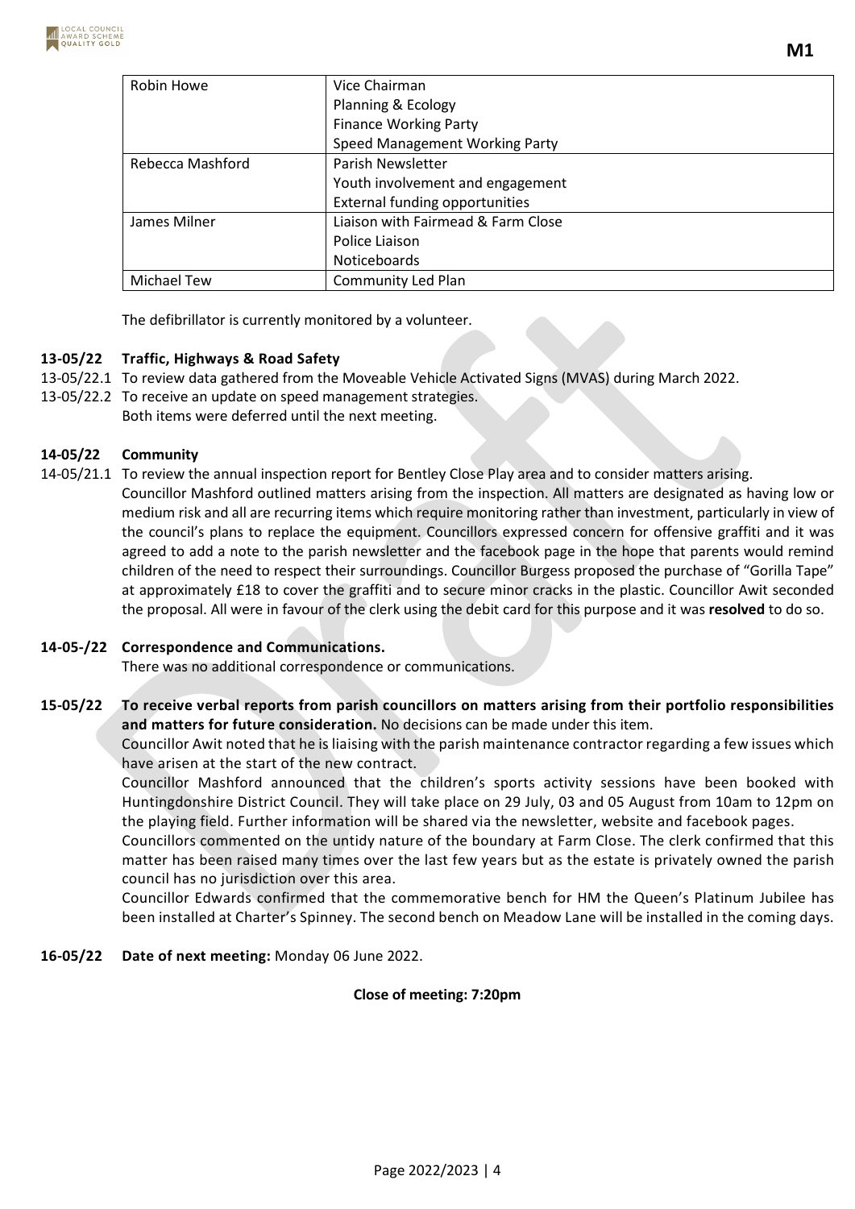| | |
|---|---|
| Robin Howe | Vice Chairman<br>Planning & Ecology<br>Finance Working Party<br>Speed Management Working Party |
| Rebecca Mashford | Parish Newsletter<br>Youth involvement and engagement<br>External funding opportunities |
| James Milner | Liaison with Fairmead & Farm Close<br>Police Liaison<br>Noticeboards |
| Michael Tew | Community Led Plan |

The defibrillator is currently monitored by a volunteer.

**13-05/22 Traffic, Highways & Road Safety**

13-05/22.1 To review data gathered from the Moveable Vehicle Activated Signs (MVAS) during March 2022.

13-05/22.2 To receive an update on speed management strategies.
Both items were deferred until the next meeting.

**14-05/22 Community**

14-05/21.1 To review the annual inspection report for Bentley Close Play area and to consider matters arising.
Councillor Mashford outlined matters arising from the inspection. All matters are designated as having low or medium risk and all are recurring items which require monitoring rather than investment, particularly in view of the council's plans to replace the equipment. Councillors expressed concern for offensive graffiti and it was agreed to add a note to the parish newsletter and the facebook page in the hope that parents would remind children of the need to respect their surroundings. Councillor Burgess proposed the purchase of "Gorilla Tape" at approximately £18 to cover the graffiti and to secure minor cracks in the plastic. Councillor Awit seconded the proposal. All were in favour of the clerk using the debit card for this purpose and it was **resolved** to do so.

**14-05-/22 Correspondence and Communications.**
There was no additional correspondence or communications.

**15-05/22 To receive verbal reports from parish councillors on matters arising from their portfolio responsibilities and matters for future consideration.** No decisions can be made under this item.
Councillor Awit noted that he is liaising with the parish maintenance contractor regarding a few issues which have arisen at the start of the new contract.
Councillor Mashford announced that the children's sports activity sessions have been booked with Huntingdonshire District Council. They will take place on 29 July, 03 and 05 August from 10am to 12pm on the playing field. Further information will be shared via the newsletter, website and facebook pages.
Councillors commented on the untidy nature of the boundary at Farm Close. The clerk confirmed that this matter has been raised many times over the last few years but as the estate is privately owned the parish council has no jurisdiction over this area.
Councillor Edwards confirmed that the commemorative bench for HM the Queen's Platinum Jubilee has been installed at Charter's Spinney. The second bench on Meadow Lane will be installed in the coming days.

**16-05/22 Date of next meeting:** Monday 06 June 2022.

**Close of meeting: 7:20pm**